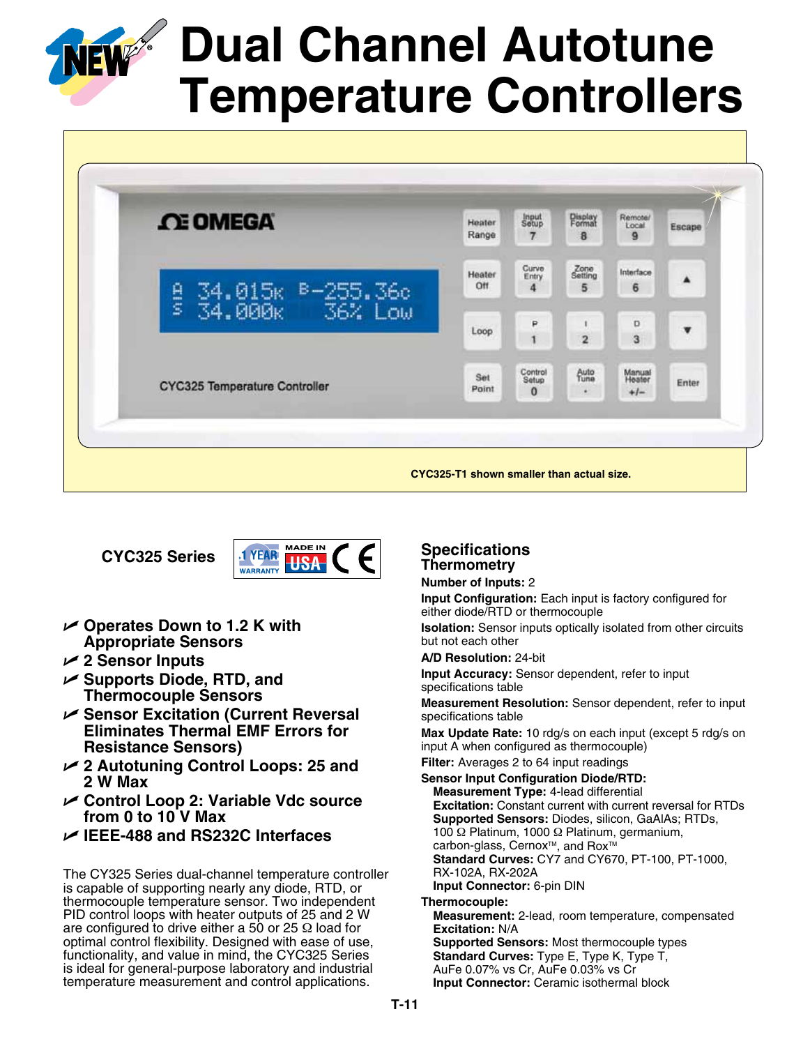# Dual Channel Autotune Temperature Controllers

CYC325-T1 shown smaller than actual size.

## CYC325 Series

- Operates Down to 1.2 K with Appropriate Sensors
- 2 Sensor Inputs
- Supports Diode, RTD, and Thermocouple Sensors
- Sensor Excitation (Current Reversal Eliminates Thermal EMF Errors for Resistance Sensors)
- 2 Autotuning Control Loops: 25 and 2 W Max
- Control Loop 2: Variable Vdc source from 0 to 10 V Max
- IEEE-488 and RS232C Interfaces

The CY325 Series dual-channel temperature controller is capable of supporting nearly any diode, RTD, or thermocouple temperature sensor. Two independent PID control loops with heater outputs of 25 and 2 W are configured to drive either a 50 or 25 Ω load for optimal control flexibility. Designed with ease of use, functionality, and value in mind, the CYC325 Series is ideal for general-purpose laboratory and industrial temperature measurement and control applications.

## Specifications

### Thermometry

**Number of Inputs:** 2

**Input Configuration:** Each input is factory configured for either diode/RTD or thermocouple

**Isolation:** Sensor inputs optically isolated from other circuits but not each other

**A/D Resolution:** 24-bit

**Input Accuracy:** Sensor dependent, refer to input specifications table

**Measurement Resolution:** Sensor dependent, refer to input specifications table

**Max Update Rate:** 10 rdg/s on each input (except 5 rdg/s on input A when configured as thermocouple)

**Filter:** Averages 2 to 64 input readings

**Sensor Input Configuration Diode/RTD:**

**Measurement Type:** 4-lead differential

**Excitation:** Constant current with current reversal for RTDs

**Supported Sensors:** Diodes, silicon, GaAlAs; RTDs, 100 Ω Platinum, 1000 Ω Platinum, germanium, carbon-glass, Cernox™, and Rox™

**Standard Curves:** CY7 and CY670, PT-100, PT-1000, RX-102A, RX-202A

**Input Connector:** 6-pin DIN

**Thermocouple:**

**Measurement:** 2-lead, room temperature, compensated

**Excitation:** N/A

**Supported Sensors:** Most thermocouple types

**Standard Curves:** Type E, Type K, Type T, AuFe 0.07% vs Cr, AuFe 0.03% vs Cr

**Input Connector:** Ceramic isothermal block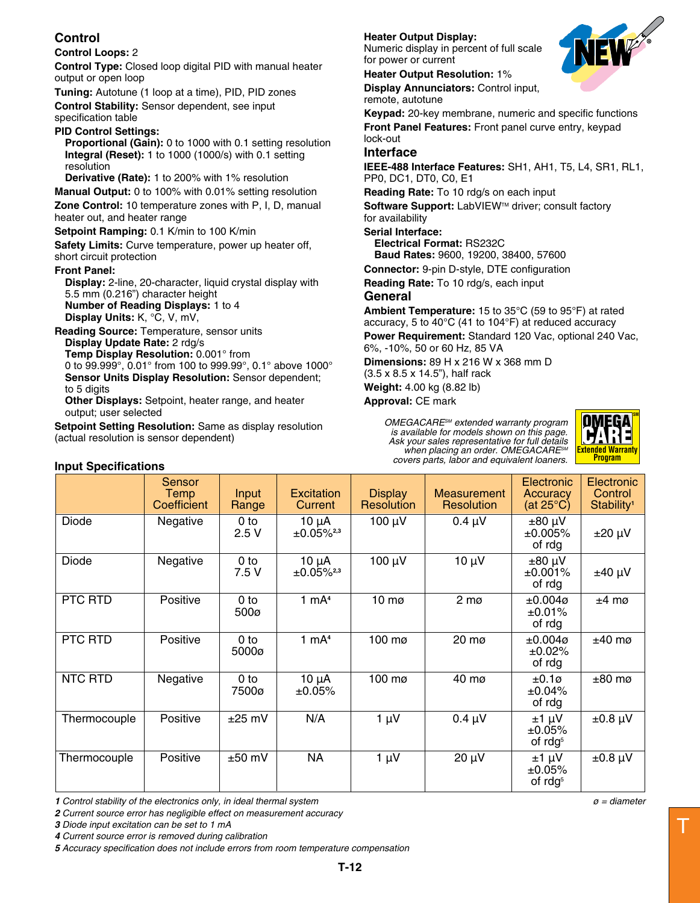## Control

**Control Loops:** 2

**Control Type:** Closed loop digital PID with manual heater output or open loop

**Tuning:** Autotune (1 loop at a time), PID, PID zones

**Control Stability:** Sensor dependent, see input specification table

**PID Control Settings:**

- **Proportional (Gain):** 0 to 1000 with 0.1 setting resolution
- **Integral (Reset):** 1 to 1000 (1000/s) with 0.1 setting resolution
- **Derivative (Rate):** 1 to 200% with 1% resolution

**Manual Output:** 0 to 100% with 0.01% setting resolution

**Zone Control:** 10 temperature zones with P, I, D, manual heater out, and heater range

**Setpoint Ramping:** 0.1 K/min to 100 K/min

**Safety Limits:** Curve temperature, power up heater off, short circuit protection

**Front Panel:**

- **Display:** 2-line, 20-character, liquid crystal display with 5.5 mm (0.216") character height
- **Number of Reading Displays:** 1 to 4
- **Display Units:** K, °C, V, mV,

**Reading Source:** Temperature, sensor units

- **Display Update Rate:** 2 rdg/s
- **Temp Display Resolution:** 0.001° from 0 to 99.999°, 0.01° from 100 to 999.99°, 0.1° above 1000°
- **Sensor Units Display Resolution:** Sensor dependent; to 5 digits
- **Other Displays:** Setpoint, heater range, and heater output; user selected

**Setpoint Setting Resolution:** Same as display resolution (actual resolution is sensor dependent)

**Heater Output Display:** Numeric display in percent of full scale for power or current

**Heater Output Resolution:** 1%

**Display Annunciators:** Control input, remote, autotune

**Keypad:** 20-key membrane, numeric and specific functions

**Front Panel Features:** Front panel curve entry, keypad lock-out

## Interface

**IEEE-488 Interface Features:** SH1, AH1, T5, L4, SR1, RL1, PP0, DC1, DT0, C0, E1

**Reading Rate:** To 10 rdg/s on each input

**Software Support:** LabVIEW™ driver; consult factory for availability

**Serial Interface:**

- **Electrical Format:** RS232C
- **Baud Rates:** 9600, 19200, 38400, 57600

**Connector:** 9-pin D-style, DTE configuration

**Reading Rate:** To 10 rdg/s, each input

## General

**Ambient Temperature:** 15 to 35°C (59 to 95°F) at rated accuracy, 5 to 40°C (41 to 104°F) at reduced accuracy

**Power Requirement:** Standard 120 Vac, optional 240 Vac, 6%, -10%, 50 or 60 Hz, 85 VA

**Dimensions:** 89 H x 216 W x 368 mm D (3.5 x 8.5 x 14.5"), half rack

**Weight:** 4.00 kg (8.82 lb)

**Approval:** CE mark

*OMEGACARE℠ extended warranty program is available for models shown on this page. Ask your sales representative for full details when placing an order. OMEGACARE℠ covers parts, labor and equivalent loaners.*

## Input Specifications

| | Sensor Temp Coefficient | Input Range | Excitation Current | Display Resolution | Measurement Resolution | Electronic Accuracy (at 25°C) | Electronic Control Stability[1] |
|---|---|---|---|---|---|---|---|
| Diode | Negative | 0 to 2.5 V | 10 µA ±0.05%[2,3] | 100 µV | 0.4 µV | ±80 µV ±0.005% of rdg | ±20 µV |
| Diode | Negative | 0 to 7.5 V | 10 µA ±0.05%[2,3] | 100 µV | 10 µV | ±80 µV ±0.001% of rdg | ±40 µV |
| PTC RTD | Positive | 0 to 500ø | 1 mA[4] | 10 mø | 2 mø | ±0.004ø ±0.01% of rdg | ±4 mø |
| PTC RTD | Positive | 0 to 5000ø | 1 mA[4] | 100 mø | 20 mø | ±0.004ø ±0.02% of rdg | ±40 mø |
| NTC RTD | Negative | 0 to 7500ø | 10 µA ±0.05% | 100 mø | 40 mø | ±0.1ø ±0.04% of rdg | ±80 mø |
| Thermocouple | Positive | ±25 mV | N/A | 1 µV | 0.4 µV | ±1 µV ±0.05% of rdg[5] | ±0.8 µV |
| Thermocouple | Positive | ±50 mV | NA | 1 µV | 20 µV | ±1 µV ±0.05% of rdg[5] | ±0.8 µV |

*ø = diameter*

*1 Control stability of the electronics only, in ideal thermal system*
*2 Current source error has negligible effect on measurement accuracy*
*3 Diode input excitation can be set to 1 mA*
*4 Current source error is removed during calibration*
*5 Accuracy specification does not include errors from room temperature compensation*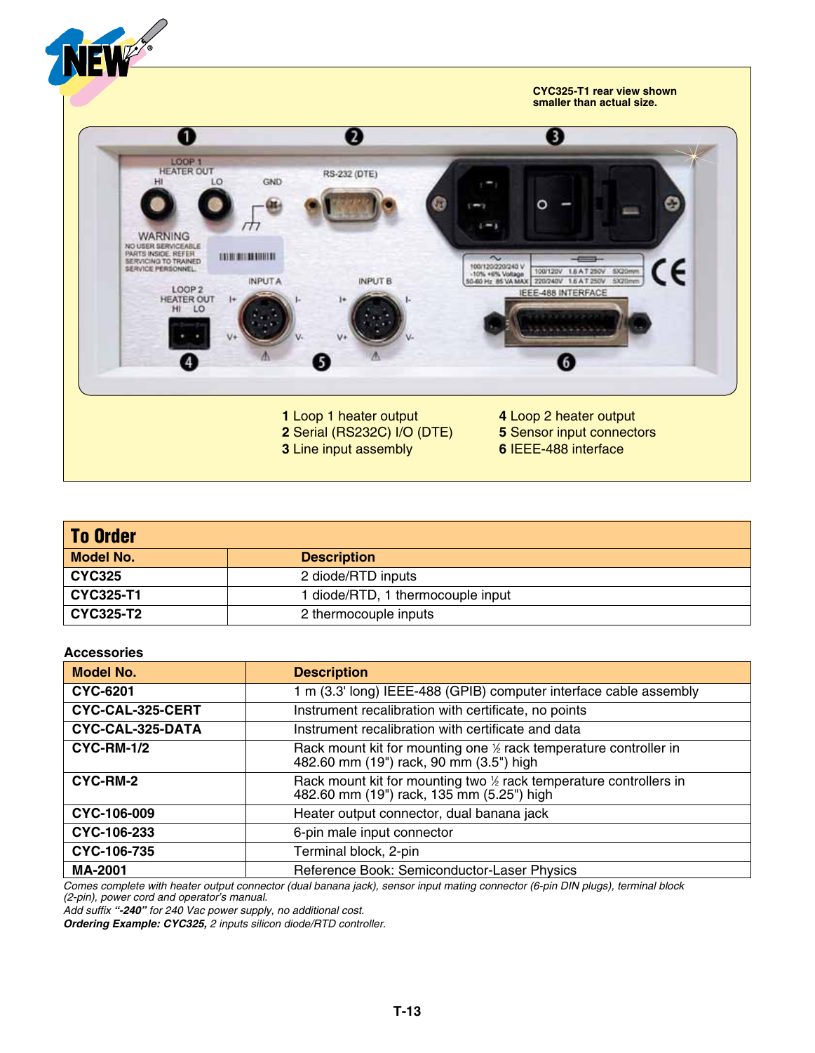CYC325-T1 rear view shown smaller than actual size.

**1** Loop 1 heater output
**2** Serial (RS232C) I/O (DTE)
**3** Line input assembly
**4** Loop 2 heater output
**5** Sensor input connectors
**6** IEEE-488 interface

## To Order

| Model No. | Description |
|---|---|
| CYC325 | 2 diode/RTD inputs |
| CYC325-T1 | 1 diode/RTD, 1 thermocouple input |
| CYC325-T2 | 2 thermocouple inputs |

**Accessories**

| Model No. | Description |
|---|---|
| CYC-6201 | 1 m (3.3' long) IEEE-488 (GPIB) computer interface cable assembly |
| CYC-CAL-325-CERT | Instrument recalibration with certificate, no points |
| CYC-CAL-325-DATA | Instrument recalibration with certificate and data |
| CYC-RM-1/2 | Rack mount kit for mounting one ½ rack temperature controller in 482.60 mm (19") rack, 90 mm (3.5") high |
| CYC-RM-2 | Rack mount kit for mounting two ½ rack temperature controllers in 482.60 mm (19") rack, 135 mm (5.25") high |
| CYC-106-009 | Heater output connector, dual banana jack |
| CYC-106-233 | 6-pin male input connector |
| CYC-106-735 | Terminal block, 2-pin |
| MA-2001 | Reference Book: Semiconductor-Laser Physics |

*Comes complete with heater output connector (dual banana jack), sensor input mating connector (6-pin DIN plugs), terminal block (2-pin), power cord and operator's manual.*
*Add suffix **"-240"** for 240 Vac power supply, no additional cost.*
***Ordering Example: CYC325,** 2 inputs silicon diode/RTD controller.*